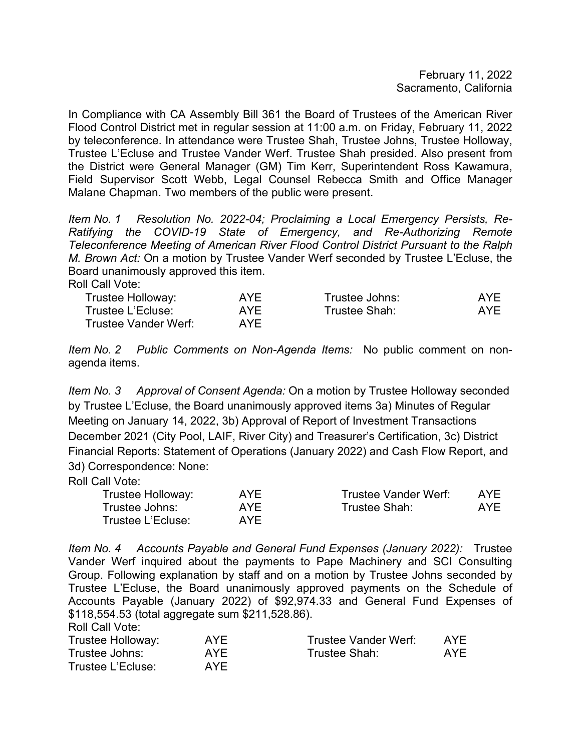February 11, 2022
Sacramento, California

In Compliance with CA Assembly Bill 361 the Board of Trustees of the American River Flood Control District met in regular session at 11:00 a.m. on Friday, February 11, 2022 by teleconference. In attendance were Trustee Shah, Trustee Johns, Trustee Holloway, Trustee L'Ecluse and Trustee Vander Werf. Trustee Shah presided. Also present from the District were General Manager (GM) Tim Kerr, Superintendent Ross Kawamura, Field Supervisor Scott Webb, Legal Counsel Rebecca Smith and Office Manager Malane Chapman. Two members of the public were present.

*Item No. 1 Resolution No. 2022-04; Proclaiming a Local Emergency Persists, Re-Ratifying the COVID-19 State of Emergency, and Re-Authorizing Remote Teleconference Meeting of American River Flood Control District Pursuant to the Ralph M. Brown Act:* On a motion by Trustee Vander Werf seconded by Trustee L'Ecluse, the Board unanimously approved this item.

Roll Call Vote:

| | | | |
|---|---|---|---|
| Trustee Holloway: | AYE | Trustee Johns: | AYE |
| Trustee L'Ecluse: | AYE | Trustee Shah: | AYE |
| Trustee Vander Werf: | AYE | | |

*Item No. 2 Public Comments on Non-Agenda Items:* No public comment on non-agenda items.

*Item No. 3 Approval of Consent Agenda:* On a motion by Trustee Holloway seconded by Trustee L'Ecluse, the Board unanimously approved items 3a) Minutes of Regular Meeting on January 14, 2022, 3b) Approval of Report of Investment Transactions December 2021 (City Pool, LAIF, River City) and Treasurer's Certification, 3c) District Financial Reports: Statement of Operations (January 2022) and Cash Flow Report, and 3d) Correspondence: None:

Roll Call Vote:

| | | | |
|---|---|---|---|
| Trustee Holloway: | AYE | Trustee Vander Werf: | AYE |
| Trustee Johns: | AYE | Trustee Shah: | AYE |
| Trustee L'Ecluse: | AYE | | |

*Item No. 4 Accounts Payable and General Fund Expenses (January 2022):* Trustee Vander Werf inquired about the payments to Pape Machinery and SCI Consulting Group. Following explanation by staff and on a motion by Trustee Johns seconded by Trustee L'Ecluse, the Board unanimously approved payments on the Schedule of Accounts Payable (January 2022) of $92,974.33 and General Fund Expenses of $118,554.53 (total aggregate sum $211,528.86).

Roll Call Vote:

| | | | |
|---|---|---|---|
| Trustee Holloway: | AYE | Trustee Vander Werf: | AYE |
| Trustee Johns: | AYE | Trustee Shah: | AYE |
| Trustee L'Ecluse: | AYE | | |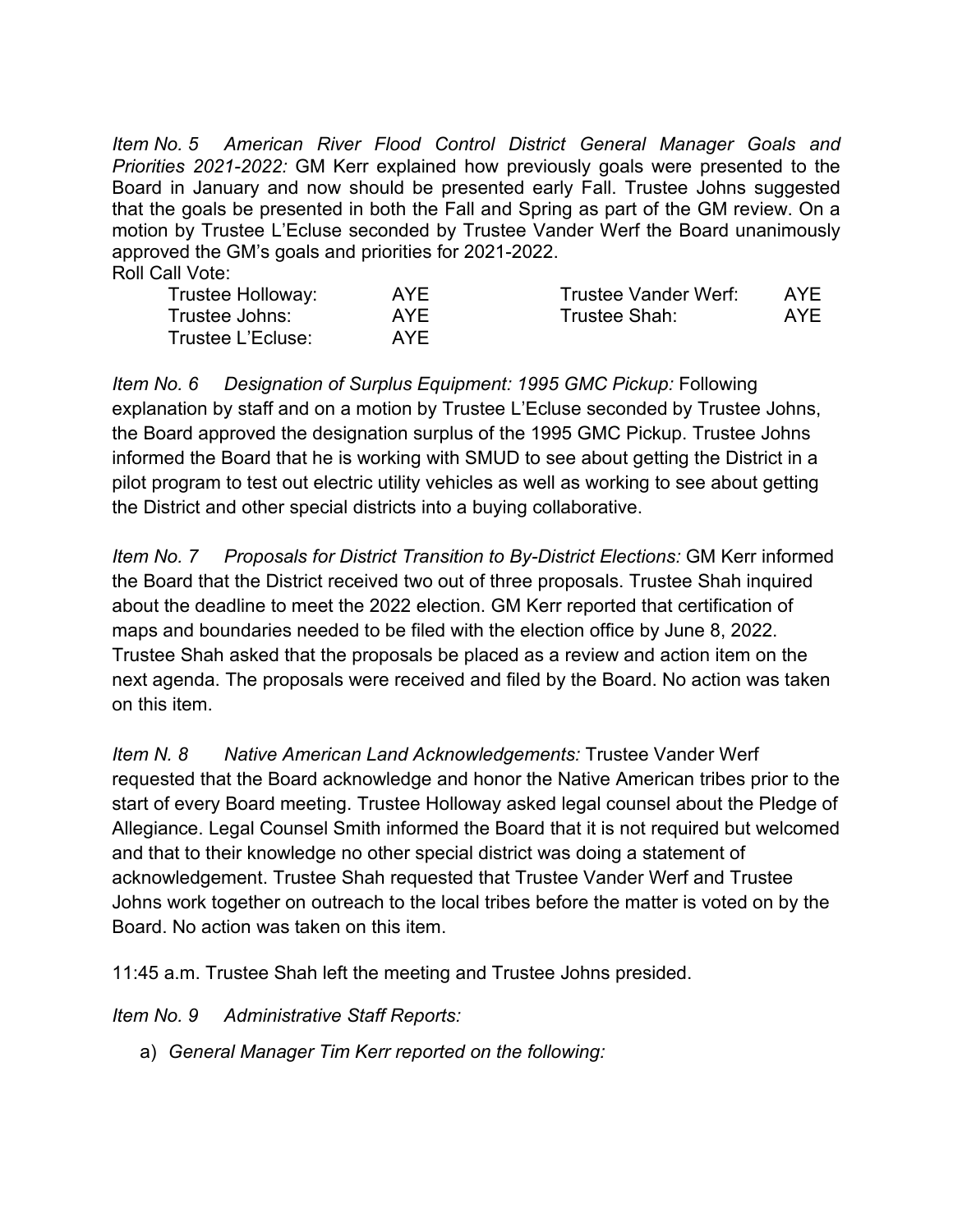*Item No. 5 American River Flood Control District General Manager Goals and Priorities 2021-2022:* GM Kerr explained how previously goals were presented to the Board in January and now should be presented early Fall. Trustee Johns suggested that the goals be presented in both the Fall and Spring as part of the GM review. On a motion by Trustee L'Ecluse seconded by Trustee Vander Werf the Board unanimously approved the GM's goals and priorities for 2021-2022.

Roll Call Vote:

| | | | |
|---|---|---|---|
| Trustee Holloway: | AYE | Trustee Vander Werf: | AYE |
| Trustee Johns: | AYE | Trustee Shah: | AYE |
| Trustee L'Ecluse: | AYE | | |

*Item No. 6 Designation of Surplus Equipment: 1995 GMC Pickup:* Following explanation by staff and on a motion by Trustee L'Ecluse seconded by Trustee Johns, the Board approved the designation surplus of the 1995 GMC Pickup. Trustee Johns informed the Board that he is working with SMUD to see about getting the District in a pilot program to test out electric utility vehicles as well as working to see about getting the District and other special districts into a buying collaborative.

*Item No. 7 Proposals for District Transition to By-District Elections:* GM Kerr informed the Board that the District received two out of three proposals. Trustee Shah inquired about the deadline to meet the 2022 election. GM Kerr reported that certification of maps and boundaries needed to be filed with the election office by June 8, 2022. Trustee Shah asked that the proposals be placed as a review and action item on the next agenda. The proposals were received and filed by the Board. No action was taken on this item.

*Item N. 8 Native American Land Acknowledgements:* Trustee Vander Werf requested that the Board acknowledge and honor the Native American tribes prior to the start of every Board meeting. Trustee Holloway asked legal counsel about the Pledge of Allegiance. Legal Counsel Smith informed the Board that it is not required but welcomed and that to their knowledge no other special district was doing a statement of acknowledgement. Trustee Shah requested that Trustee Vander Werf and Trustee Johns work together on outreach to the local tribes before the matter is voted on by the Board. No action was taken on this item.

11:45 a.m. Trustee Shah left the meeting and Trustee Johns presided.

*Item No. 9 Administrative Staff Reports:*

a) *General Manager Tim Kerr reported on the following:*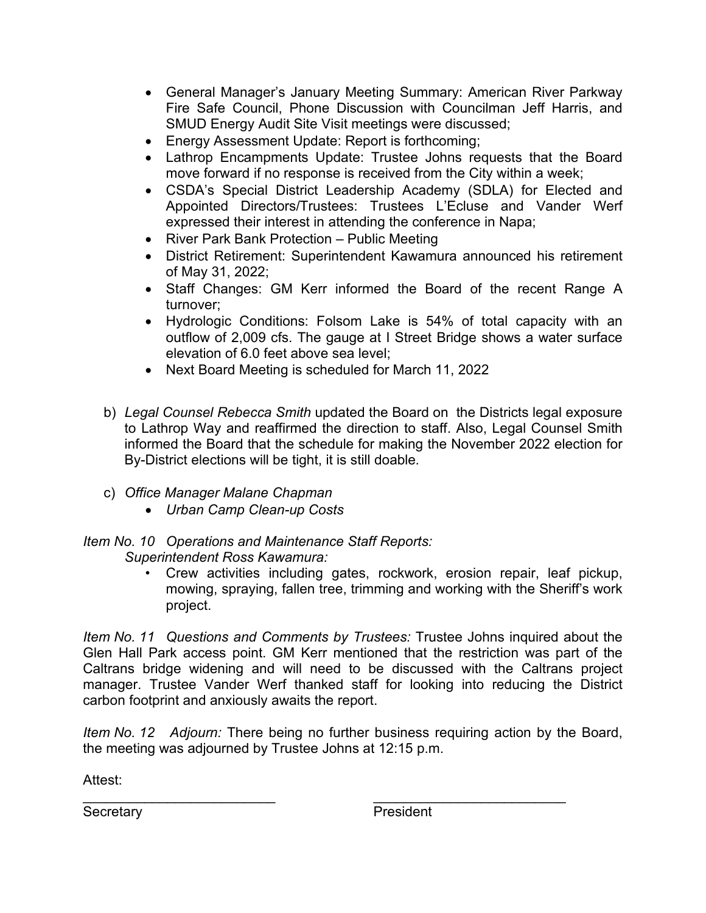- General Manager's January Meeting Summary: American River Parkway Fire Safe Council, Phone Discussion with Councilman Jeff Harris, and SMUD Energy Audit Site Visit meetings were discussed;
- Energy Assessment Update: Report is forthcoming;
- Lathrop Encampments Update: Trustee Johns requests that the Board move forward if no response is received from the City within a week;
- CSDA's Special District Leadership Academy (SDLA) for Elected and Appointed Directors/Trustees: Trustees L'Ecluse and Vander Werf expressed their interest in attending the conference in Napa;
- River Park Bank Protection – Public Meeting
- District Retirement: Superintendent Kawamura announced his retirement of May 31, 2022;
- Staff Changes: GM Kerr informed the Board of the recent Range A turnover;
- Hydrologic Conditions: Folsom Lake is 54% of total capacity with an outflow of 2,009 cfs. The gauge at I Street Bridge shows a water surface elevation of 6.0 feet above sea level;
- Next Board Meeting is scheduled for March 11, 2022

b) *Legal Counsel Rebecca Smith* updated the Board on the Districts legal exposure to Lathrop Way and reaffirmed the direction to staff. Also, Legal Counsel Smith informed the Board that the schedule for making the November 2022 election for By-District elections will be tight, it is still doable.

c) *Office Manager Malane Chapman*
   - *Urban Camp Clean-up Costs*

*Item No. 10 Operations and Maintenance Staff Reports:*
*Superintendent Ross Kawamura:*

- Crew activities including gates, rockwork, erosion repair, leaf pickup, mowing, spraying, fallen tree, trimming and working with the Sheriff's work project.

*Item No. 11 Questions and Comments by Trustees:* Trustee Johns inquired about the Glen Hall Park access point. GM Kerr mentioned that the restriction was part of the Caltrans bridge widening and will need to be discussed with the Caltrans project manager. Trustee Vander Werf thanked staff for looking into reducing the District carbon footprint and anxiously awaits the report.

*Item No. 12 Adjourn:* There being no further business requiring action by the Board, the meeting was adjourned by Trustee Johns at 12:15 p.m.

Attest:

\_\_\_\_\_\_\_\_\_\_\_\_\_\_\_\_\_\_\_\_\_\_\_\_\_ \_\_\_\_\_\_\_\_\_\_\_\_\_\_\_\_\_\_\_\_\_\_\_\_\_
Secretary President